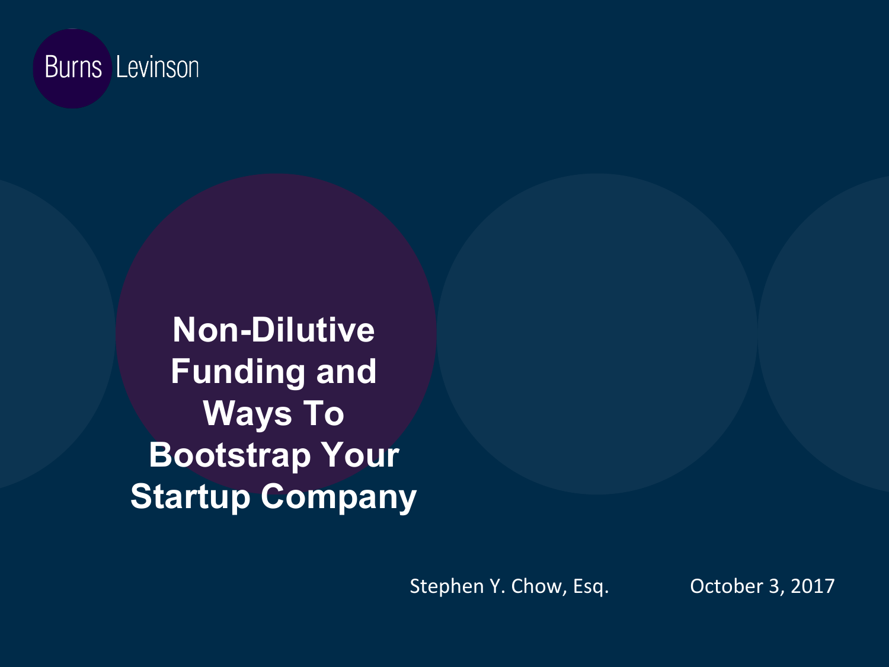Burns Levinson

# Non-Dilutive Funding and Ways To Bootstrap Your Startup Company

Stephen Y. Chow, Esq.

October 3, 2017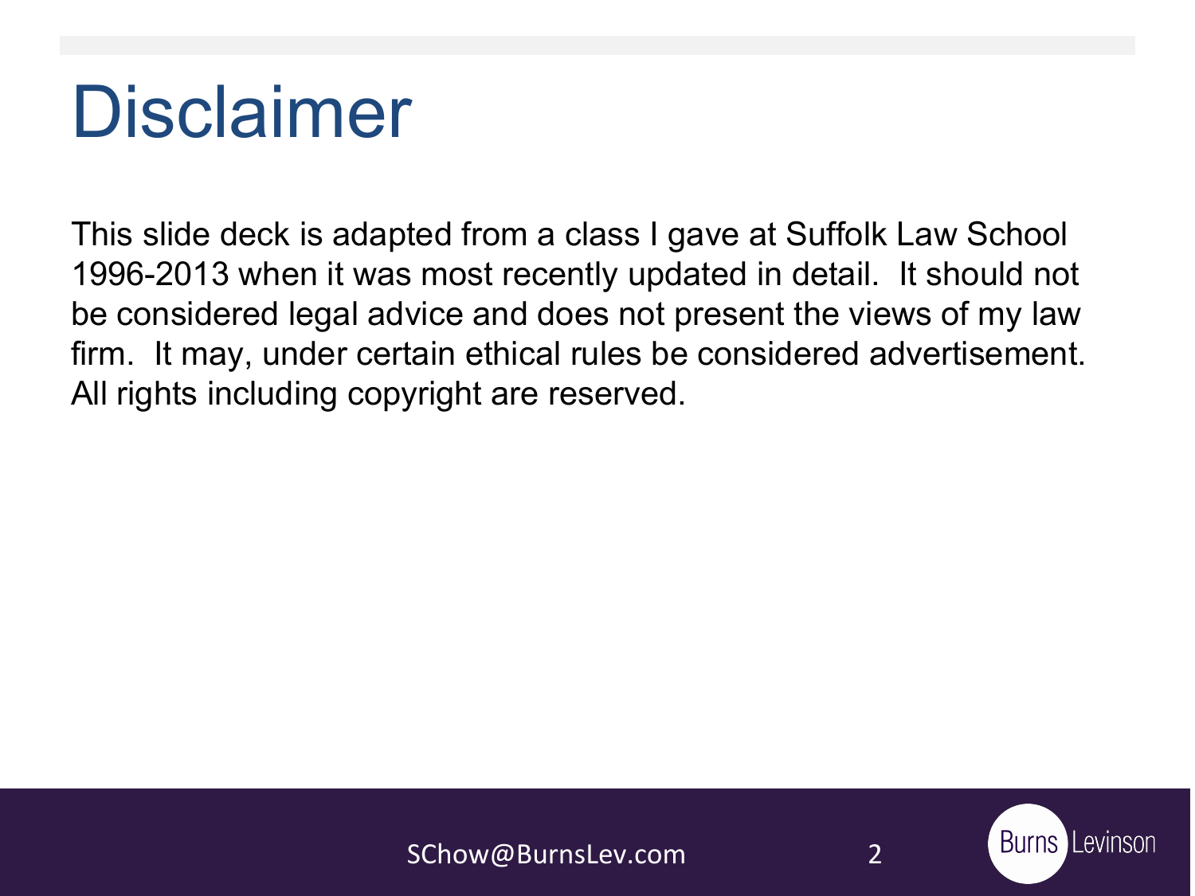# Disclaimer

This slide deck is adapted from a class I gave at Suffolk Law School 1996-2013 when it was most recently updated in detail. It should not be considered legal advice and does not present the views of my law firm. It may, under certain ethical rules be considered advertisement. All rights including copyright are reserved.

SChow@BurnsLev.com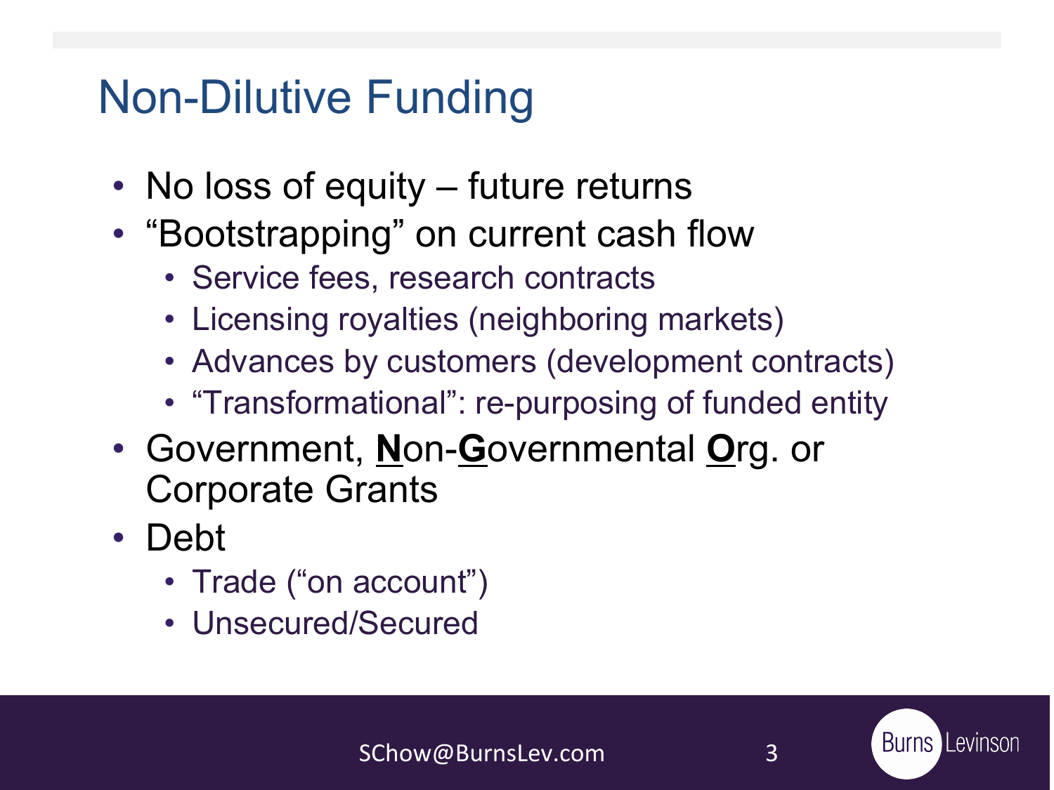# Non-Dilutive Funding

- No loss of equity – future returns
- “Bootstrapping” on current cash flow
  - Service fees, research contracts
  - Licensing royalties (neighboring markets)
  - Advances by customers (development contracts)
  - “Transformational”: re-purposing of funded entity
- Government, **N**on-**G**overnmental **O**rg. or Corporate Grants
- Debt
  - Trade (“on account”)
  - Unsecured/Secured

SChow@BurnsLev.com

Burns Levinson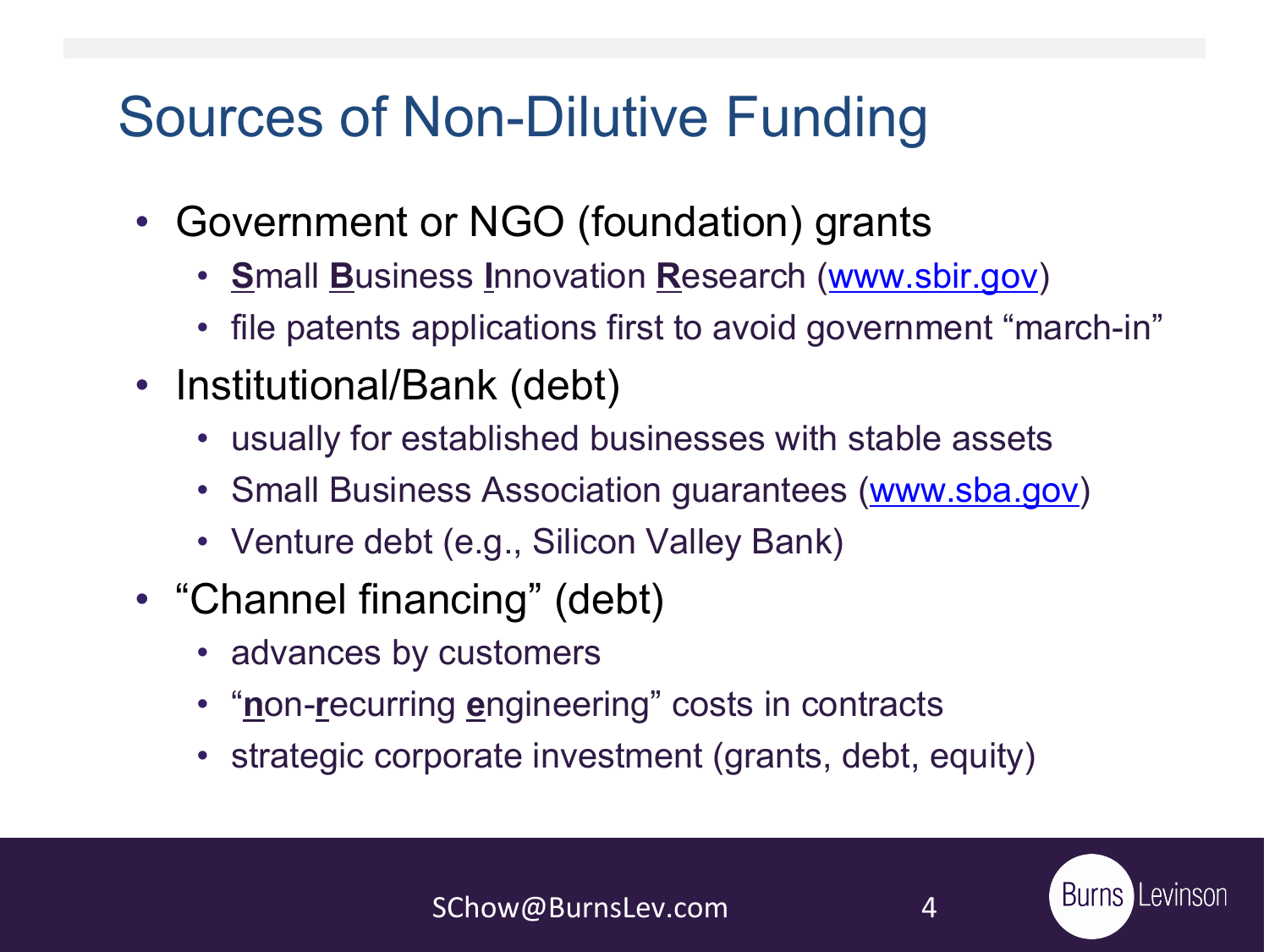# Sources of Non-Dilutive Funding

- Government or NGO (foundation) grants
  - **S**mall **B**usiness **I**nnovation **R**esearch (www.sbir.gov)
  - file patents applications first to avoid government "march-in"
- Institutional/Bank (debt)
  - usually for established businesses with stable assets
  - Small Business Association guarantees (www.sba.gov)
  - Venture debt (e.g., Silicon Valley Bank)
- "Channel financing" (debt)
  - advances by customers
  - "**n**on-**r**ecurring **e**ngineering" costs in contracts
  - strategic corporate investment (grants, debt, equity)

SChow@BurnsLev.com

Burns Levinson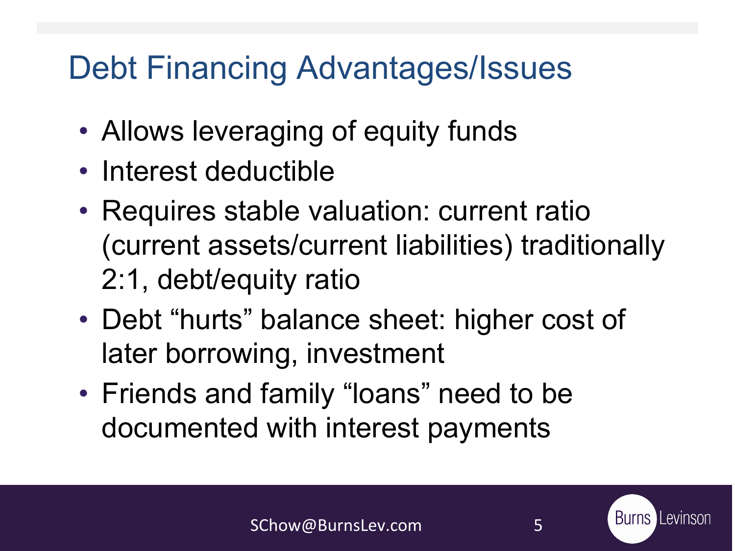# Debt Financing Advantages/Issues

- Allows leveraging of equity funds
- Interest deductible
- Requires stable valuation: current ratio (current assets/current liabilities) traditionally 2:1, debt/equity ratio
- Debt "hurts" balance sheet: higher cost of later borrowing, investment
- Friends and family "loans" need to be documented with interest payments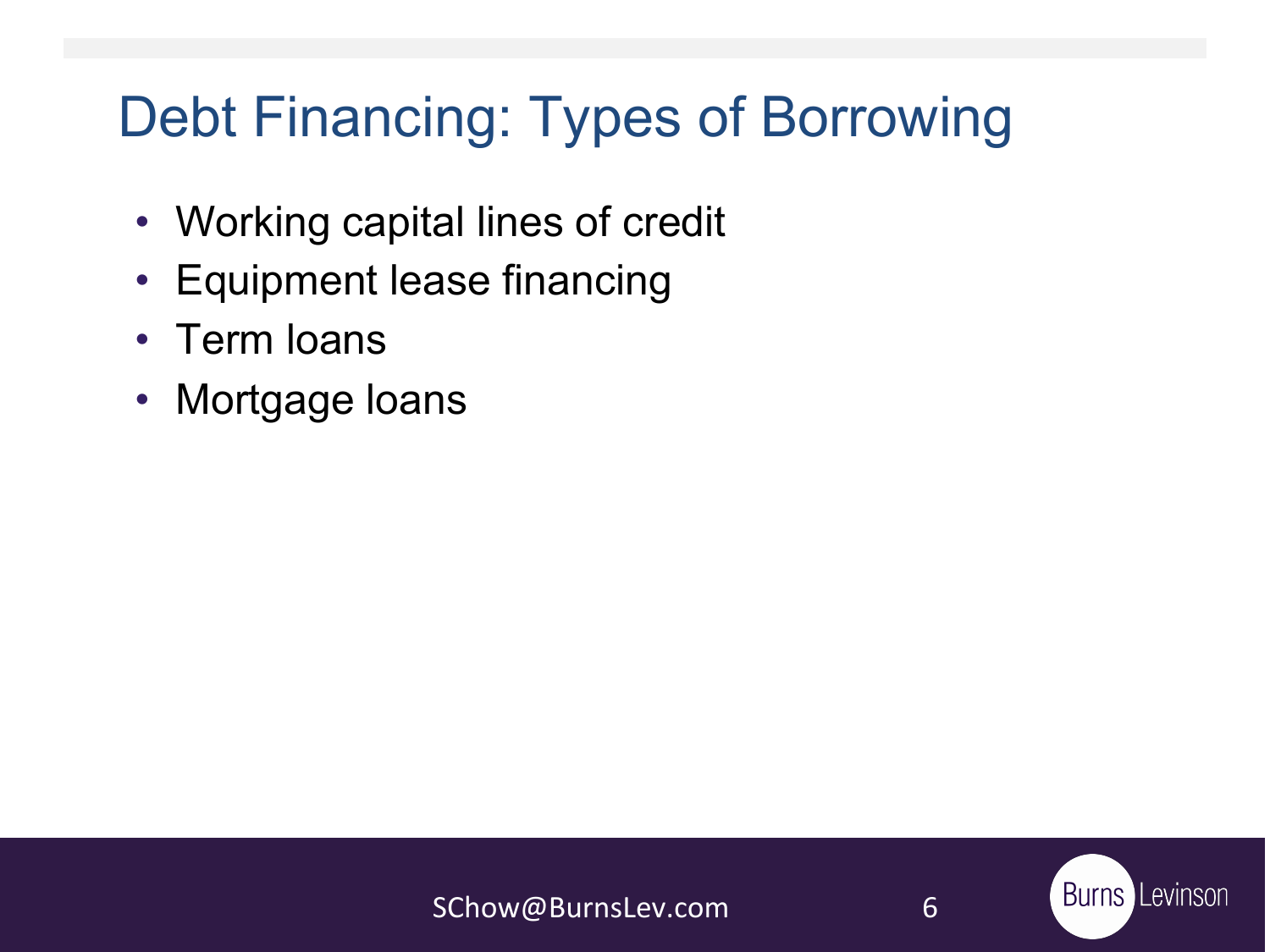# Debt Financing: Types of Borrowing

- Working capital lines of credit
- Equipment lease financing
- Term loans
- Mortgage loans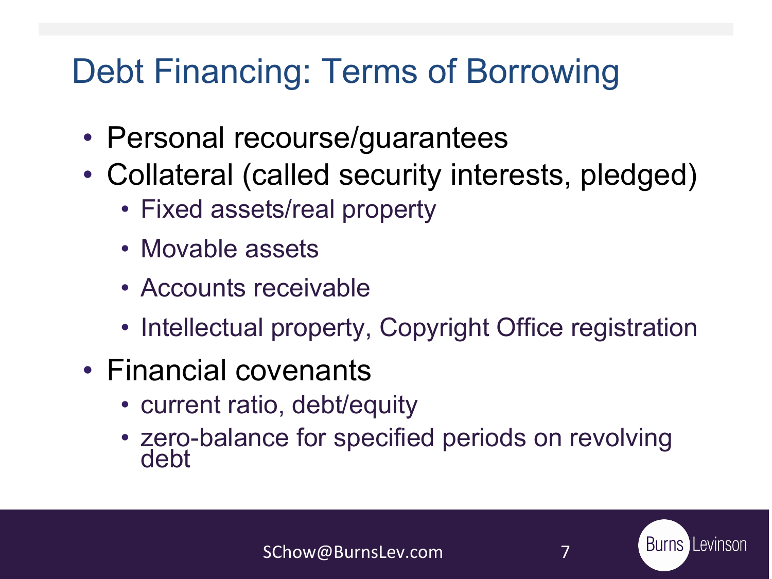# Debt Financing: Terms of Borrowing

- Personal recourse/guarantees
- Collateral (called security interests, pledged)
  - Fixed assets/real property
  - Movable assets
  - Accounts receivable
  - Intellectual property, Copyright Office registration
- Financial covenants
  - current ratio, debt/equity
  - zero-balance for specified periods on revolving debt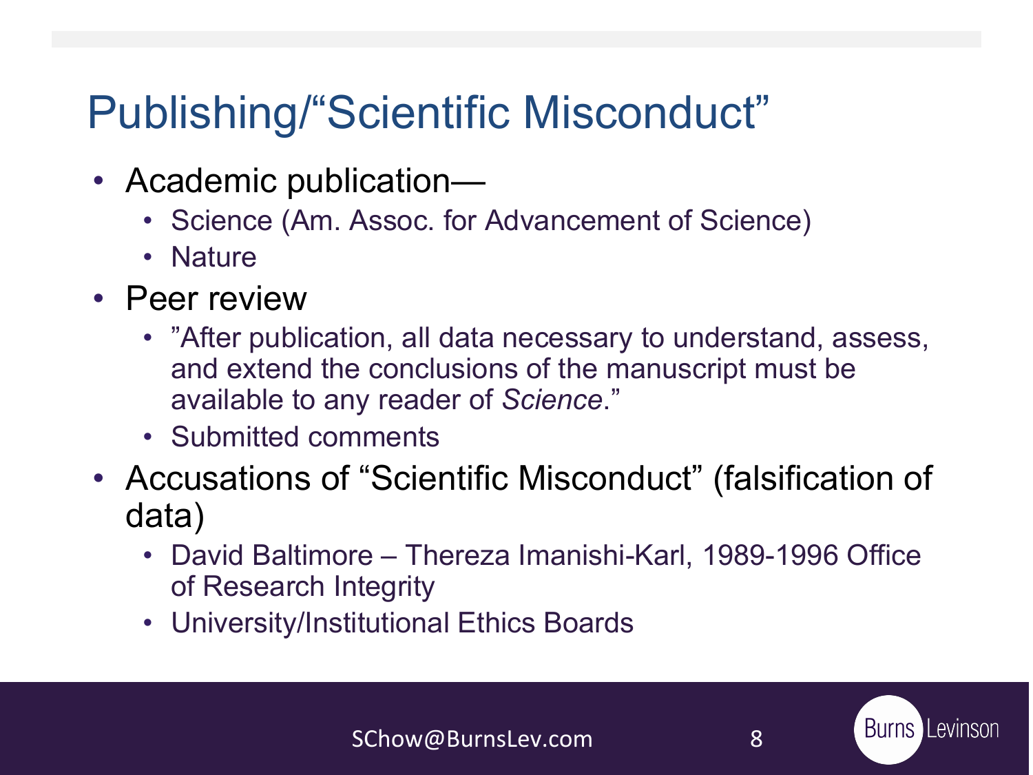# Publishing/“Scientific Misconduct”

- Academic publication—
  - Science (Am. Assoc. for Advancement of Science)
  - Nature
- Peer review
  - ”After publication, all data necessary to understand, assess, and extend the conclusions of the manuscript must be available to any reader of *Science*.”
  - Submitted comments
- Accusations of “Scientific Misconduct” (falsification of data)
  - David Baltimore – Thereza Imanishi-Karl, 1989-1996 Office of Research Integrity
  - University/Institutional Ethics Boards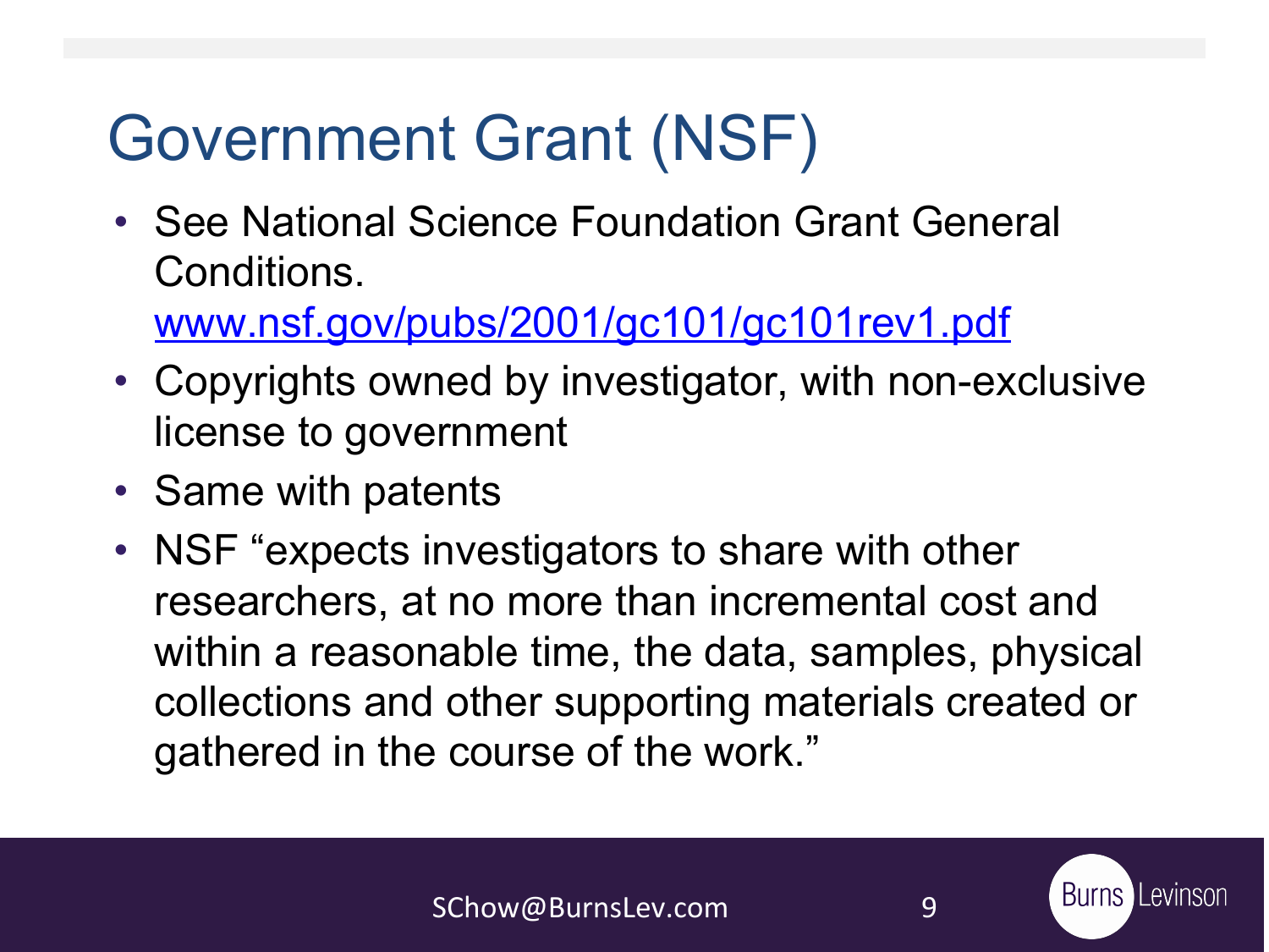# Government Grant (NSF)

- See National Science Foundation Grant General Conditions. [www.nsf.gov/pubs/2001/gc101/gc101rev1.pdf](http://www.nsf.gov/pubs/2001/gc101/gc101rev1.pdf)
- Copyrights owned by investigator, with non-exclusive license to government
- Same with patents
- NSF "expects investigators to share with other researchers, at no more than incremental cost and within a reasonable time, the data, samples, physical collections and other supporting materials created or gathered in the course of the work."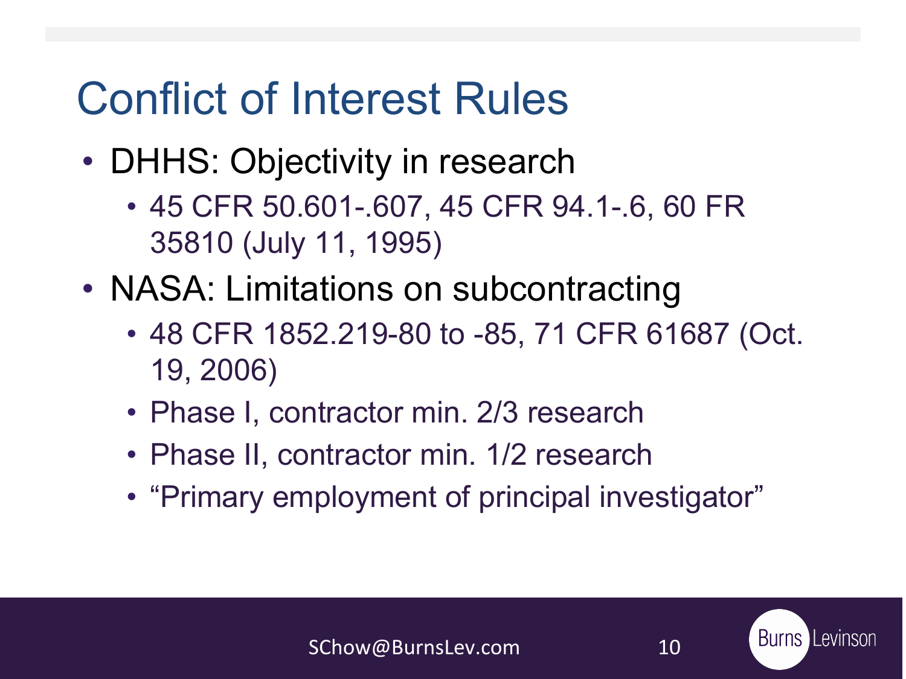# Conflict of Interest Rules

- DHHS: Objectivity in research
  - 45 CFR 50.601-.607, 45 CFR 94.1-.6, 60 FR 35810 (July 11, 1995)
- NASA: Limitations on subcontracting
  - 48 CFR 1852.219-80 to -85, 71 CFR 61687 (Oct. 19, 2006)
  - Phase I, contractor min. 2/3 research
  - Phase II, contractor min. 1/2 research
  - “Primary employment of principal investigator”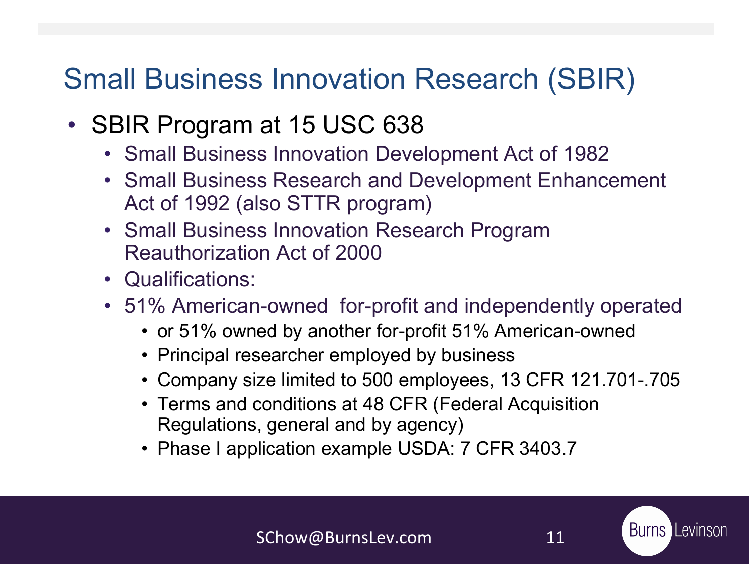# Small Business Innovation Research (SBIR)

- SBIR Program at 15 USC 638
  - Small Business Innovation Development Act of 1982
  - Small Business Research and Development Enhancement Act of 1992 (also STTR program)
  - Small Business Innovation Research Program Reauthorization Act of 2000
  - Qualifications:
  - 51% American-owned for-profit and independently operated
    - or 51% owned by another for-profit 51% American-owned
    - Principal researcher employed by business
    - Company size limited to 500 employees, 13 CFR 121.701-.705
    - Terms and conditions at 48 CFR (Federal Acquisition Regulations, general and by agency)
    - Phase I application example USDA: 7 CFR 3403.7

SChow@BurnsLev.com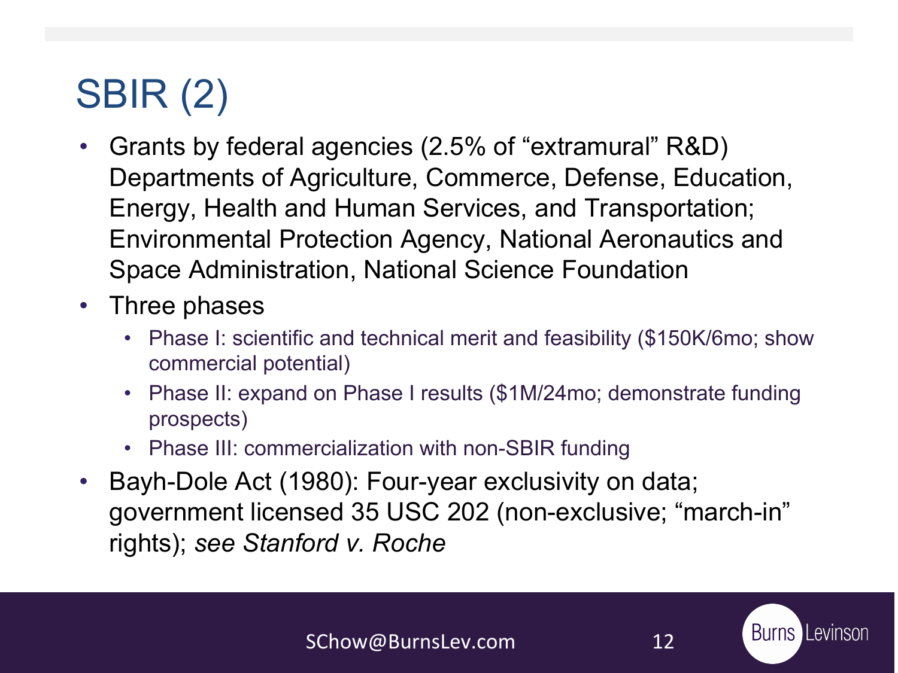# SBIR (2)

- Grants by federal agencies (2.5% of “extramural” R&D) Departments of Agriculture, Commerce, Defense, Education, Energy, Health and Human Services, and Transportation; Environmental Protection Agency, National Aeronautics and Space Administration, National Science Foundation
- Three phases
  - Phase I: scientific and technical merit and feasibility ($150K/6mo; show commercial potential)
  - Phase II: expand on Phase I results ($1M/24mo; demonstrate funding prospects)
  - Phase III: commercialization with non-SBIR funding
- Bayh-Dole Act (1980): Four-year exclusivity on data; government licensed 35 USC 202 (non-exclusive; “march-in” rights); *see Stanford v. Roche*

SChow@BurnsLev.com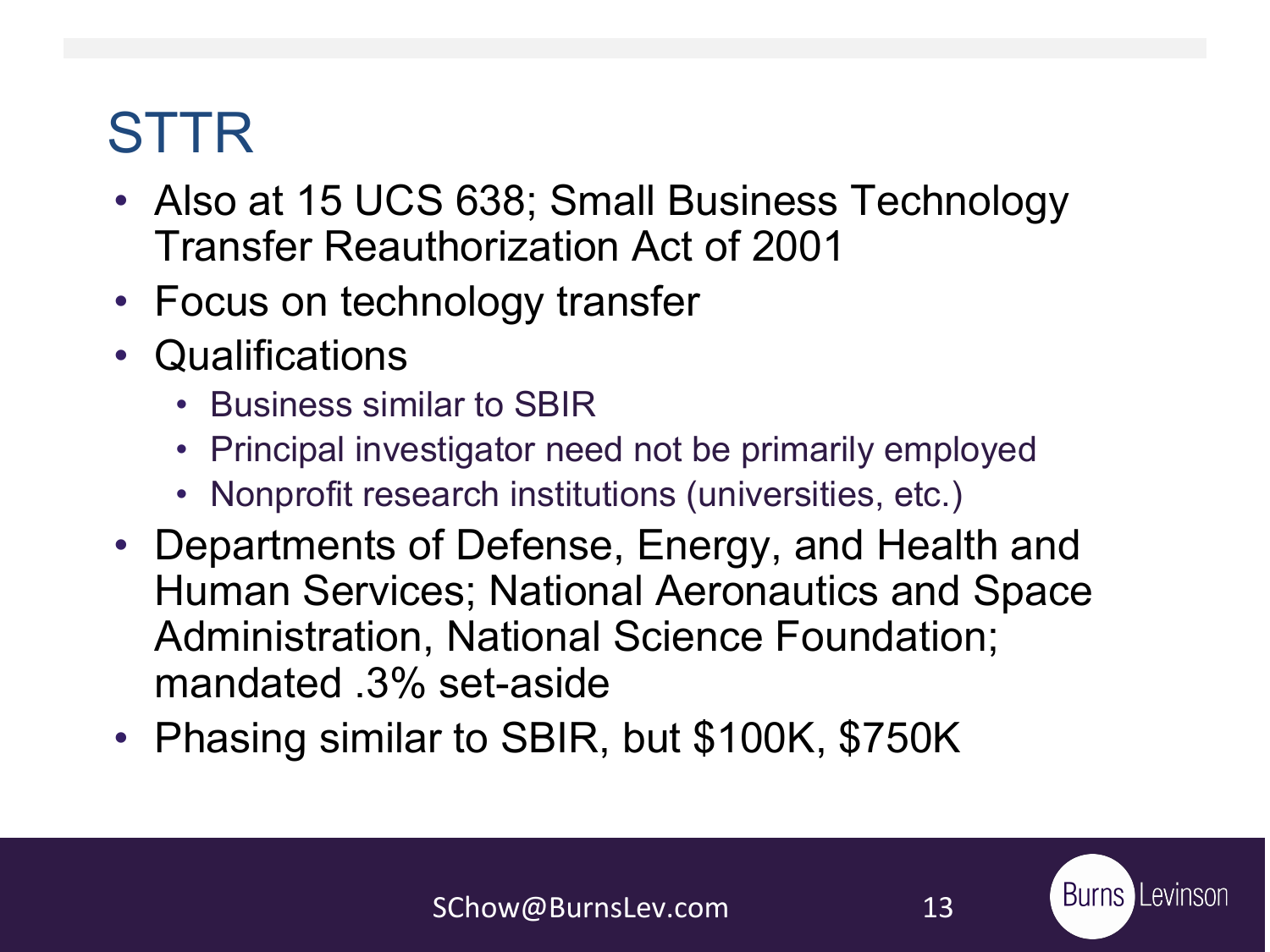# STTR

- Also at 15 UCS 638; Small Business Technology Transfer Reauthorization Act of 2001
- Focus on technology transfer
- Qualifications
  - Business similar to SBIR
  - Principal investigator need not be primarily employed
  - Nonprofit research institutions (universities, etc.)
- Departments of Defense, Energy, and Health and Human Services; National Aeronautics and Space Administration, National Science Foundation; mandated .3% set-aside
- Phasing similar to SBIR, but $100K, $750K

SChow@BurnsLev.com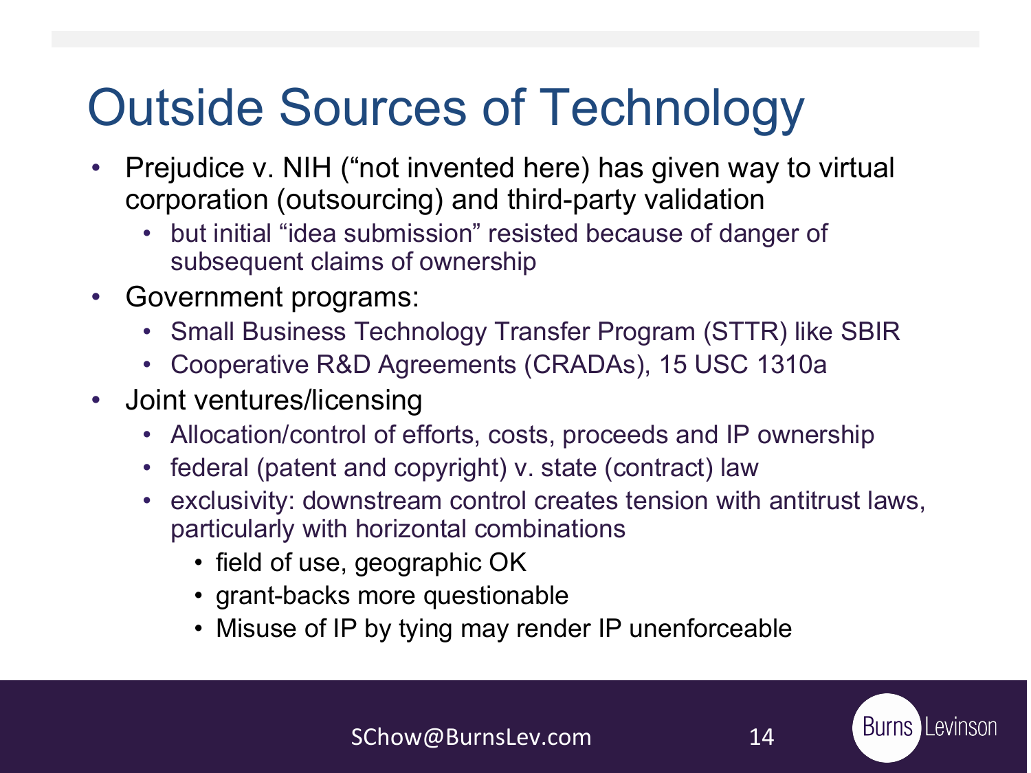# Outside Sources of Technology

- Prejudice v. NIH ("not invented here) has given way to virtual corporation (outsourcing) and third-party validation
  - but initial "idea submission" resisted because of danger of subsequent claims of ownership
- Government programs:
  - Small Business Technology Transfer Program (STTR) like SBIR
  - Cooperative R&D Agreements (CRADAs), 15 USC 1310a
- Joint ventures/licensing
  - Allocation/control of efforts, costs, proceeds and IP ownership
  - federal (patent and copyright) v. state (contract) law
  - exclusivity: downstream control creates tension with antitrust laws, particularly with horizontal combinations
    - field of use, geographic OK
    - grant-backs more questionable
    - Misuse of IP by tying may render IP unenforceable

SChow@BurnsLev.com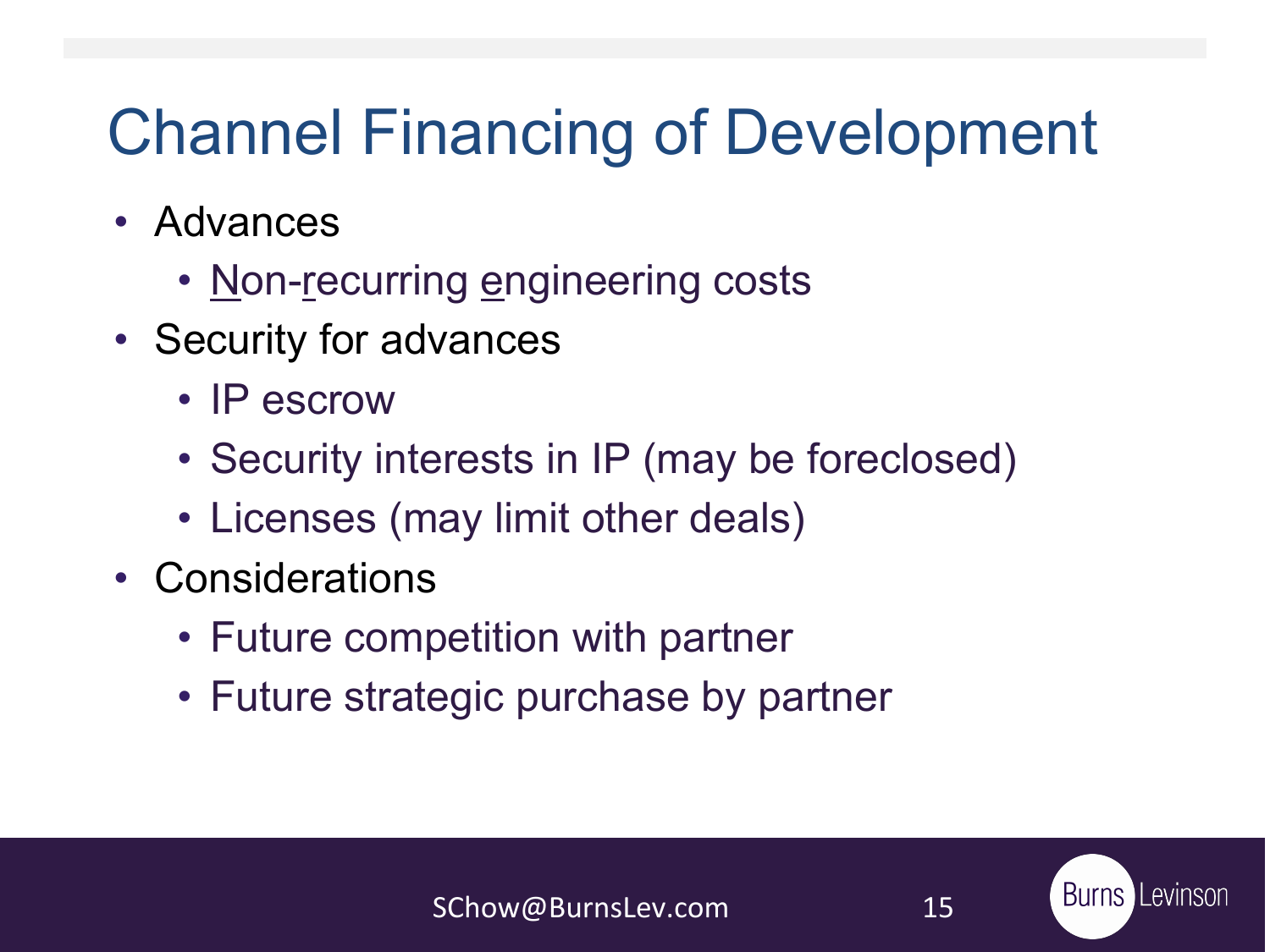# Channel Financing of Development

- Advances
  - Non-recurring engineering costs
- Security for advances
  - IP escrow
  - Security interests in IP (may be foreclosed)
  - Licenses (may limit other deals)
- Considerations
  - Future competition with partner
  - Future strategic purchase by partner

SChow@BurnsLev.com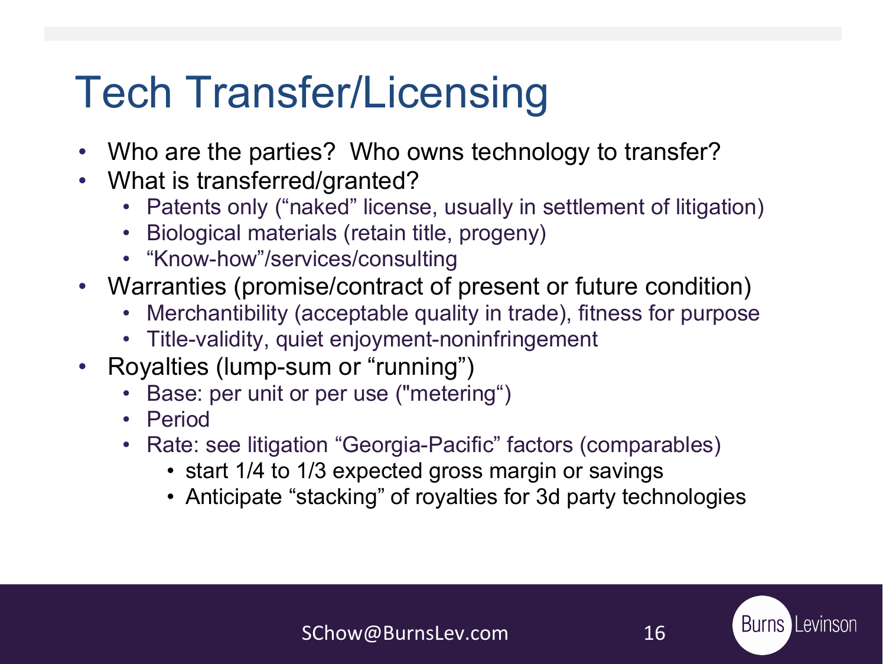# Tech Transfer/Licensing

- Who are the parties?  Who owns technology to transfer?
- What is transferred/granted?
  - Patents only (“naked” license, usually in settlement of litigation)
  - Biological materials (retain title, progeny)
  - “Know-how”/services/consulting
- Warranties (promise/contract of present or future condition)
  - Merchantibility (acceptable quality in trade), fitness for purpose
  - Title-validity, quiet enjoyment-noninfringement
- Royalties (lump-sum or “running”)
  - Base: per unit or per use ("metering“)
  - Period
  - Rate: see litigation “Georgia-Pacific” factors (comparables)
    - start 1/4 to 1/3 expected gross margin or savings
    - Anticipate “stacking” of royalties for 3d party technologies

SChow@BurnsLev.com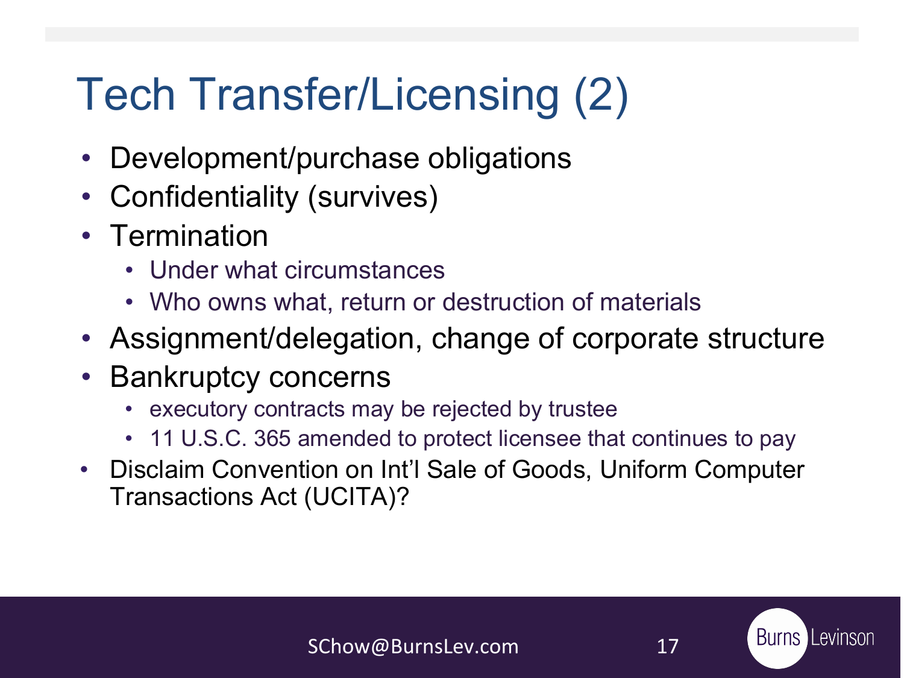# Tech Transfer/Licensing (2)

- Development/purchase obligations
- Confidentiality (survives)
- Termination
  - Under what circumstances
  - Who owns what, return or destruction of materials
- Assignment/delegation, change of corporate structure
- Bankruptcy concerns
  - executory contracts may be rejected by trustee
  - 11 U.S.C. 365 amended to protect licensee that continues to pay
- Disclaim Convention on Int'l Sale of Goods, Uniform Computer Transactions Act (UCITA)?

SChow@BurnsLev.com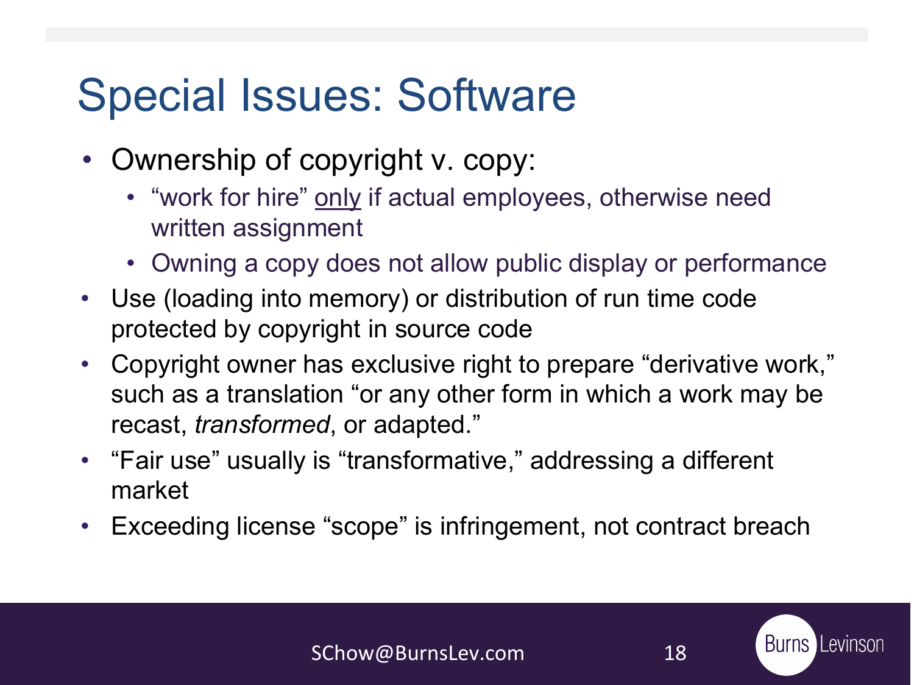# Special Issues: Software

- Ownership of copyright v. copy:
  - "work for hire" <u>only</u> if actual employees, otherwise need written assignment
  - Owning a copy does not allow public display or performance
- Use (loading into memory) or distribution of run time code protected by copyright in source code
- Copyright owner has exclusive right to prepare "derivative work," such as a translation "or any other form in which a work may be recast, *transformed*, or adapted."
- "Fair use" usually is "transformative," addressing a different market
- Exceeding license "scope" is infringement, not contract breach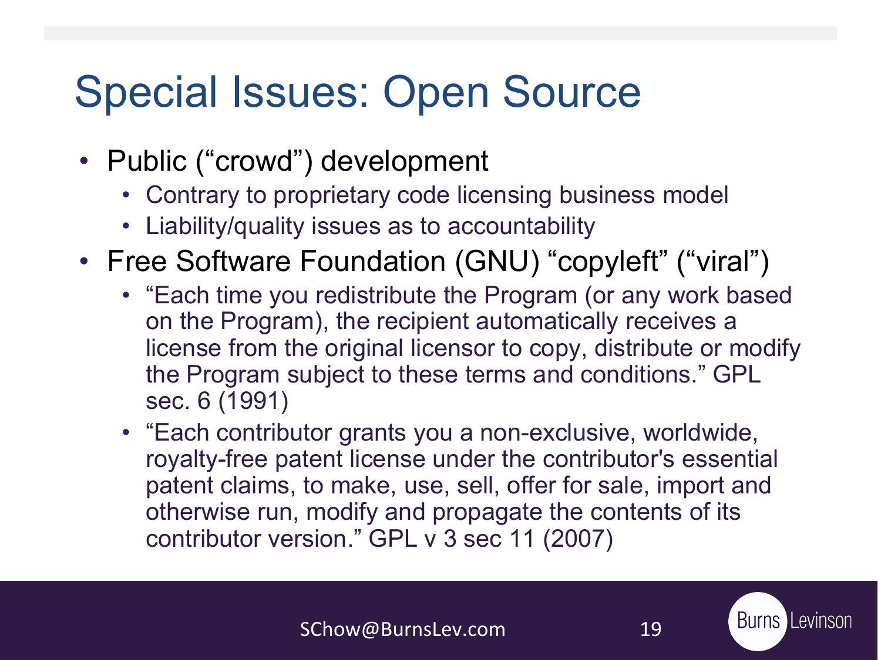# Special Issues: Open Source

- Public ("crowd") development
  - Contrary to proprietary code licensing business model
  - Liability/quality issues as to accountability
- Free Software Foundation (GNU) "copyleft" ("viral")
  - "Each time you redistribute the Program (or any work based on the Program), the recipient automatically receives a license from the original licensor to copy, distribute or modify the Program subject to these terms and conditions." GPL sec. 6 (1991)
  - "Each contributor grants you a non-exclusive, worldwide, royalty-free patent license under the contributor's essential patent claims, to make, use, sell, offer for sale, import and otherwise run, modify and propagate the contents of its contributor version." GPL v 3 sec 11 (2007)

SChow@BurnsLev.com